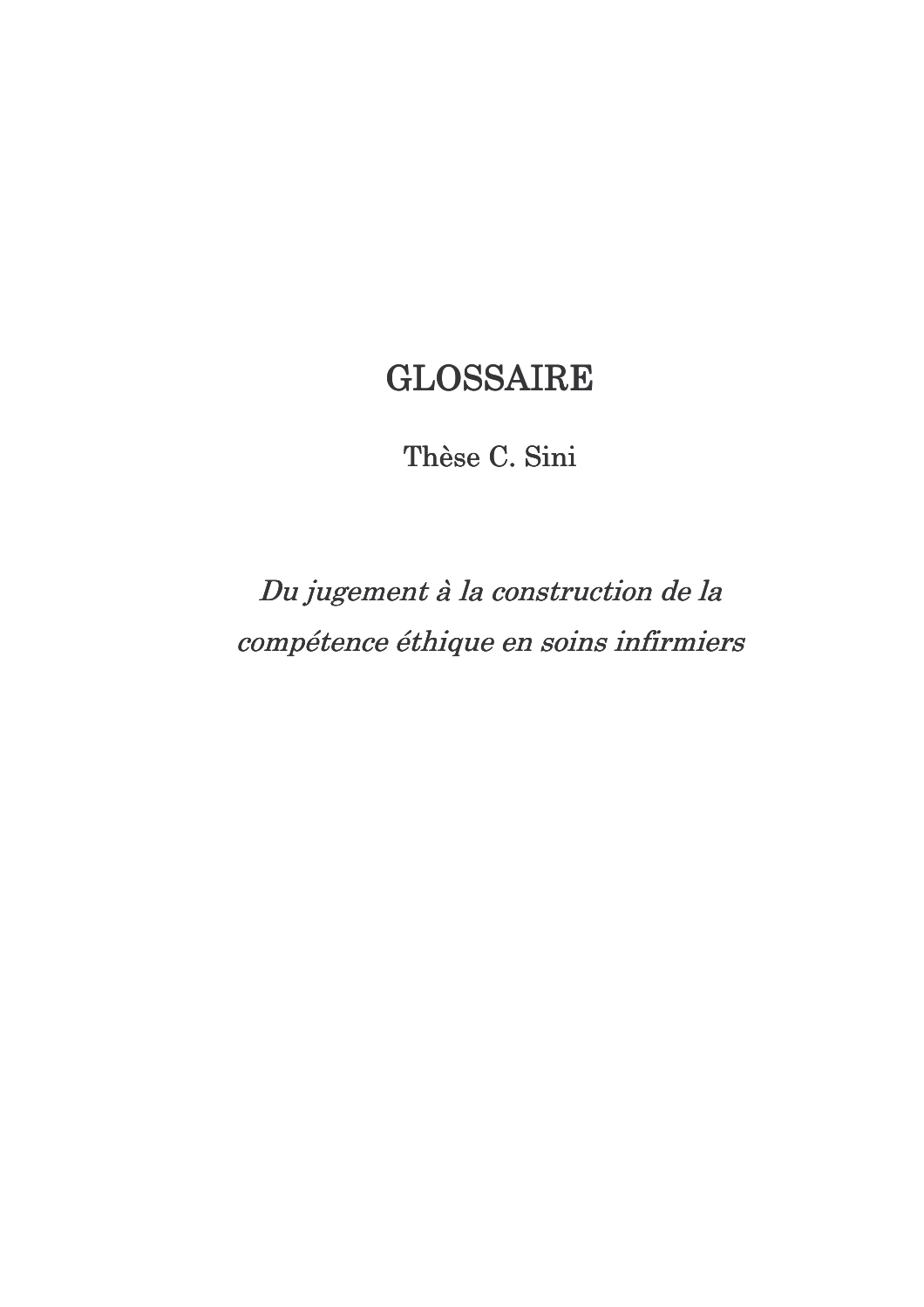# GLOSSAIRE

Thèse C. Sini

*Du jugement à la construction de la compétence éthique en soins infirmiers*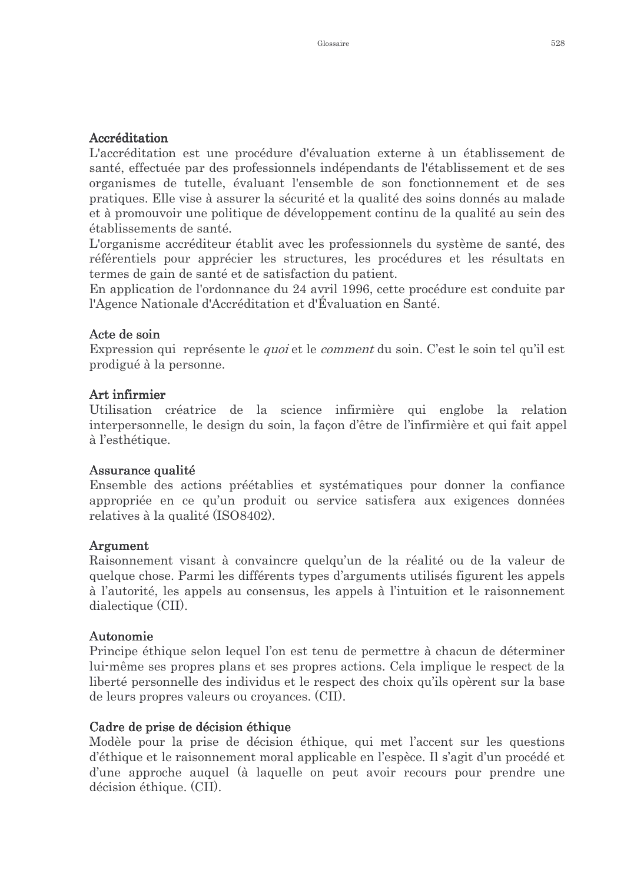### Accréditation

L'accréditation est une procédure d'évaluation externe à un établissement de santé, effectuée par des professionnels indépendants de l'établissement et de ses organismes de tutelle, évaluant l'ensemble de son fonctionnement et de ses pratiques. Elle vise à assurer la sécurité et la qualité des soins donnés au malade et à promouvoir une politique de développement continu de la qualité au sein des établissements de santé.
L'organisme accréditeur établit avec les professionnels du système de santé, des référentiels pour apprécier les structures, les procédures et les résultats en termes de gain de santé et de satisfaction du patient.
En application de l'ordonnance du 24 avril 1996, cette procédure est conduite par l'Agence Nationale d'Accréditation et d'Évaluation en Santé.

### Acte de soin

Expression qui représente le *quoi* et le *comment* du soin. C'est le soin tel qu'il est prodigué à la personne.

### Art infirmier

Utilisation créatrice de la science infirmière qui englobe la relation interpersonnelle, le design du soin, la façon d'être de l'infirmière et qui fait appel à l'esthétique.

### Assurance qualité

Ensemble des actions préétablies et systématiques pour donner la confiance appropriée en ce qu'un produit ou service satisfera aux exigences données relatives à la qualité (ISO8402).

### Argument

Raisonnement visant à convaincre quelqu'un de la réalité ou de la valeur de quelque chose. Parmi les différents types d'arguments utilisés figurent les appels à l'autorité, les appels au consensus, les appels à l'intuition et le raisonnement dialectique (CII).

### Autonomie

Principe éthique selon lequel l'on est tenu de permettre à chacun de déterminer lui-même ses propres plans et ses propres actions. Cela implique le respect de la liberté personnelle des individus et le respect des choix qu'ils opèrent sur la base de leurs propres valeurs ou croyances. (CII).

### Cadre de prise de décision éthique

Modèle pour la prise de décision éthique, qui met l'accent sur les questions d'éthique et le raisonnement moral applicable en l'espèce. Il s'agit d'un procédé et d'une approche auquel (à laquelle on peut avoir recours pour prendre une décision éthique. (CII).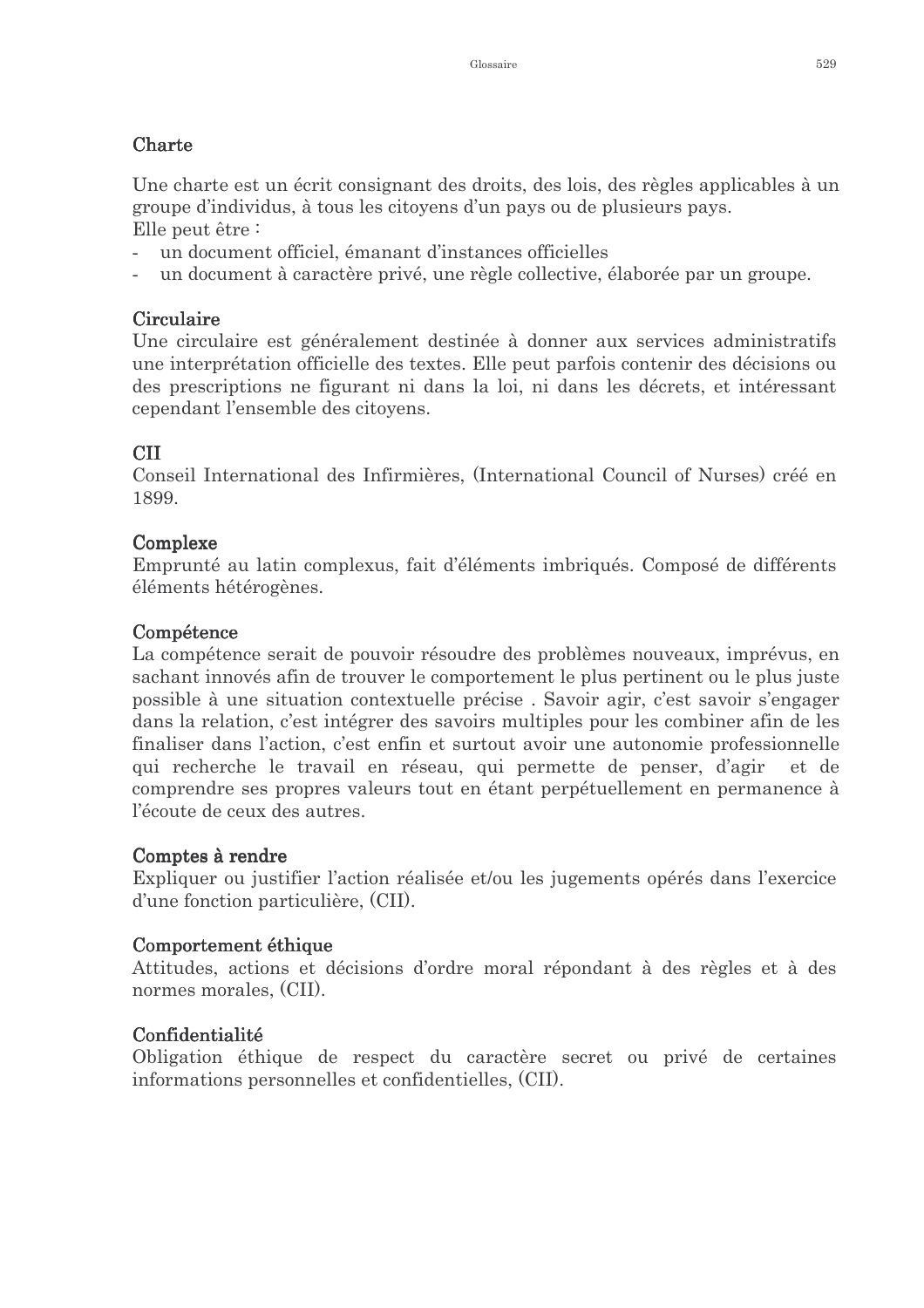## Charte

Une charte est un écrit consignant des droits, des lois, des règles applicables à un groupe d'individus, à tous les citoyens d'un pays ou de plusieurs pays.
Elle peut être :

- un document officiel, émanant d'instances officielles
- un document à caractère privé, une règle collective, élaborée par un groupe.

## Circulaire

Une circulaire est généralement destinée à donner aux services administratifs une interprétation officielle des textes. Elle peut parfois contenir des décisions ou des prescriptions ne figurant ni dans la loi, ni dans les décrets, et intéressant cependant l'ensemble des citoyens.

## CII

Conseil International des Infirmières, (International Council of Nurses) créé en 1899.

## Complexe

Emprunté au latin complexus, fait d'éléments imbriqués. Composé de différents éléments hétérogènes.

## Compétence

La compétence serait de pouvoir résoudre des problèmes nouveaux, imprévus, en sachant innovés afin de trouver le comportement le plus pertinent ou le plus juste possible à une situation contextuelle précise . Savoir agir, c'est savoir s'engager dans la relation, c'est intégrer des savoirs multiples pour les combiner afin de les finaliser dans l'action, c'est enfin et surtout avoir une autonomie professionnelle qui recherche le travail en réseau, qui permette de penser, d'agir et de comprendre ses propres valeurs tout en étant perpétuellement en permanence à l'écoute de ceux des autres.

## Comptes à rendre

Expliquer ou justifier l'action réalisée et/ou les jugements opérés dans l'exercice d'une fonction particulière, (CII).

## Comportement éthique

Attitudes, actions et décisions d'ordre moral répondant à des règles et à des normes morales, (CII).

## Confidentialité

Obligation éthique de respect du caractère secret ou privé de certaines informations personnelles et confidentielles, (CII).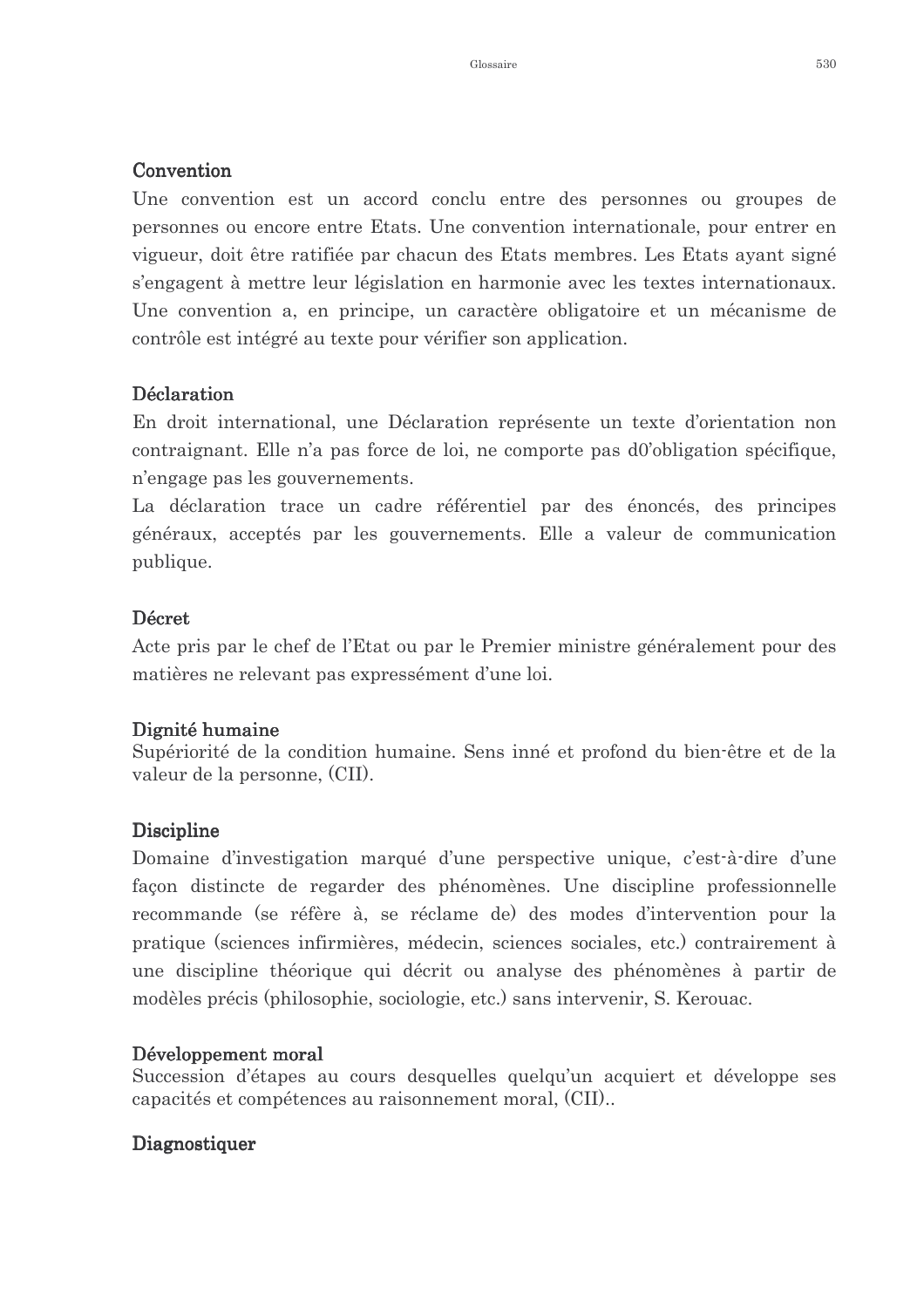## Convention

Une convention est un accord conclu entre des personnes ou groupes de personnes ou encore entre Etats. Une convention internationale, pour entrer en vigueur, doit être ratifiée par chacun des Etats membres. Les Etats ayant signé s'engagent à mettre leur législation en harmonie avec les textes internationaux. Une convention a, en principe, un caractère obligatoire et un mécanisme de contrôle est intégré au texte pour vérifier son application.

## Déclaration

En droit international, une Déclaration représente un texte d'orientation non contraignant. Elle n'a pas force de loi, ne comporte pas d0'obligation spécifique, n'engage pas les gouvernements.

La déclaration trace un cadre référentiel par des énoncés, des principes généraux, acceptés par les gouvernements. Elle a valeur de communication publique.

## Décret

Acte pris par le chef de l'Etat ou par le Premier ministre généralement pour des matières ne relevant pas expressément d'une loi.

## Dignité humaine

Supériorité de la condition humaine. Sens inné et profond du bien-être et de la valeur de la personne, (CII).

## Discipline

Domaine d'investigation marqué d'une perspective unique, c'est-à-dire d'une façon distincte de regarder des phénomènes. Une discipline professionnelle recommande (se réfère à, se réclame de) des modes d'intervention pour la pratique (sciences infirmières, médecin, sciences sociales, etc.) contrairement à une discipline théorique qui décrit ou analyse des phénomènes à partir de modèles précis (philosophie, sociologie, etc.) sans intervenir, S. Kerouac.

## Développement moral

Succession d'étapes au cours desquelles quelqu'un acquiert et développe ses capacités et compétences au raisonnement moral, (CII)..

## Diagnostiquer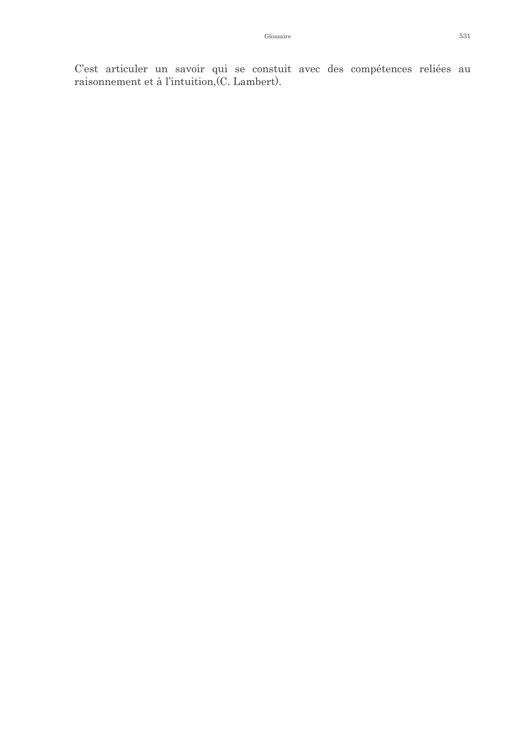C'est articuler un savoir qui se constuit avec des compétences reliées au raisonnement et à l'intuition,(C. Lambert).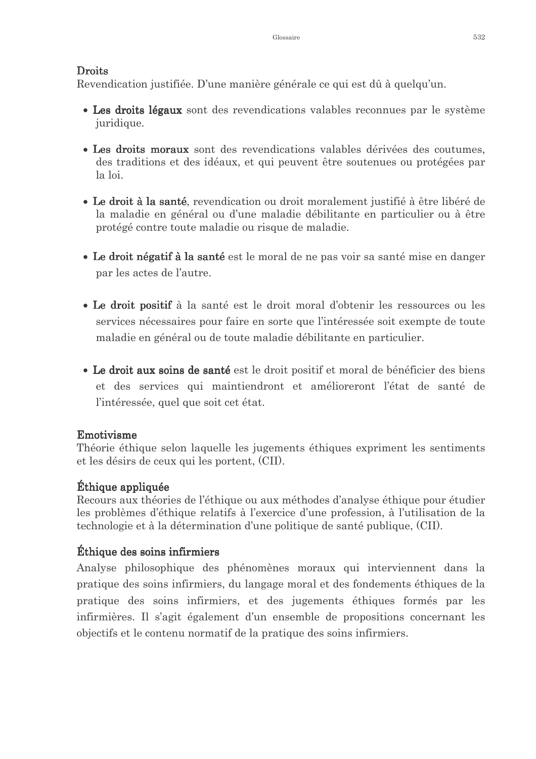**Droits**
Revendication justifiée. D'une manière générale ce qui est dû à quelqu'un.

- **Les droits légaux** sont des revendications valables reconnues par le système juridique.

- **Les droits moraux** sont des revendications valables dérivées des coutumes, des traditions et des idéaux, et qui peuvent être soutenues ou protégées par la loi.

- **Le droit à la santé**, revendication ou droit moralement justifié à être libéré de la maladie en général ou d'une maladie débilitante en particulier ou à être protégé contre toute maladie ou risque de maladie.

- **Le droit négatif à la santé** est le moral de ne pas voir sa santé mise en danger par les actes de l'autre.

- **Le droit positif** à la santé est le droit moral d'obtenir les ressources ou les services nécessaires pour faire en sorte que l'intéressée soit exempte de toute maladie en général ou de toute maladie débilitante en particulier.

- **Le droit aux soins de santé** est le droit positif et moral de bénéficier des biens et des services qui maintiendront et amélioreront l'état de santé de l'intéressée, quel que soit cet état.

**Emotivisme**
Théorie éthique selon laquelle les jugements éthiques expriment les sentiments et les désirs de ceux qui les portent, (CII).

**Éthique appliquée**
Recours aux théories de l'éthique ou aux méthodes d'analyse éthique pour étudier les problèmes d'éthique relatifs à l'exercice d'une profession, à l'utilisation de la technologie et à la détermination d'une politique de santé publique, (CII).

**Éthique des soins infirmiers**
Analyse philosophique des phénomènes moraux qui interviennent dans la pratique des soins infirmiers, du langage moral et des fondements éthiques de la pratique des soins infirmiers, et des jugements éthiques formés par les infirmières. Il s'agit également d'un ensemble de propositions concernant les objectifs et le contenu normatif de la pratique des soins infirmiers.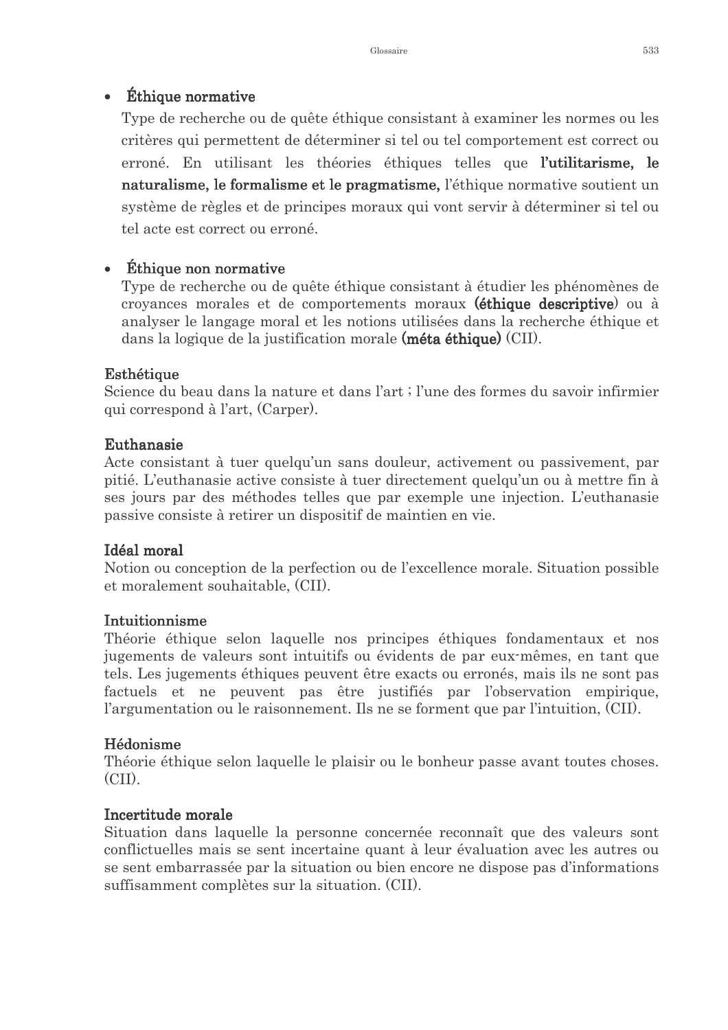- **Éthique normative**

  Type de recherche ou de quête éthique consistant à examiner les normes ou les critères qui permettent de déterminer si tel ou tel comportement est correct ou erroné. En utilisant les théories éthiques telles que **l'utilitarisme, le naturalisme, le formalisme et le pragmatisme,** l'éthique normative soutient un système de règles et de principes moraux qui vont servir à déterminer si tel ou tel acte est correct ou erroné.

- **Éthique non normative**

  Type de recherche ou de quête éthique consistant à étudier les phénomènes de croyances morales et de comportements moraux **(éthique descriptive)** ou à analyser le langage moral et les notions utilisées dans la recherche éthique et dans la logique de la justification morale **(méta éthique)** (CII).

**Esthétique**
Science du beau dans la nature et dans l'art ; l'une des formes du savoir infirmier qui correspond à l'art, (Carper).

**Euthanasie**
Acte consistant à tuer quelqu'un sans douleur, activement ou passivement, par pitié. L'euthanasie active consiste à tuer directement quelqu'un ou à mettre fin à ses jours par des méthodes telles que par exemple une injection. L'euthanasie passive consiste à retirer un dispositif de maintien en vie.

**Idéal moral**
Notion ou conception de la perfection ou de l'excellence morale. Situation possible et moralement souhaitable, (CII).

**Intuitionnisme**
Théorie éthique selon laquelle nos principes éthiques fondamentaux et nos jugements de valeurs sont intuitifs ou évidents de par eux-mêmes, en tant que tels. Les jugements éthiques peuvent être exacts ou erronés, mais ils ne sont pas factuels et ne peuvent pas être justifiés par l'observation empirique, l'argumentation ou le raisonnement. Ils ne se forment que par l'intuition, (CII).

**Hédonisme**
Théorie éthique selon laquelle le plaisir ou le bonheur passe avant toutes choses. (CII).

**Incertitude morale**
Situation dans laquelle la personne concernée reconnaît que des valeurs sont conflictuelles mais se sent incertaine quant à leur évaluation avec les autres ou se sent embarrassée par la situation ou bien encore ne dispose pas d'informations suffisamment complètes sur la situation. (CII).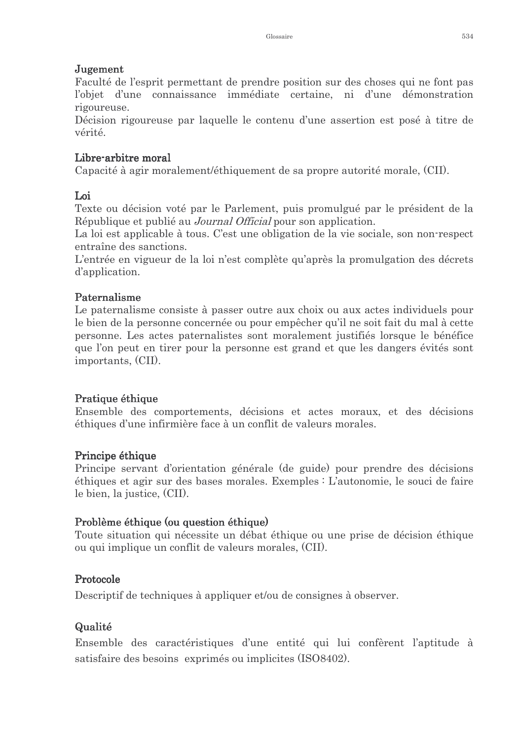**Jugement**

Faculté de l'esprit permettant de prendre position sur des choses qui ne font pas l'objet d'une connaissance immédiate certaine, ni d'une démonstration rigoureuse.

Décision rigoureuse par laquelle le contenu d'une assertion est posé à titre de vérité.

**Libre-arbitre moral**

Capacité à agir moralement/éthiquement de sa propre autorité morale, (CII).

**Loi**

Texte ou décision voté par le Parlement, puis promulgué par le président de la République et publié au *Journal Official* pour son application.

La loi est applicable à tous. C'est une obligation de la vie sociale, son non-respect entraîne des sanctions.

L'entrée en vigueur de la loi n'est complète qu'après la promulgation des décrets d'application.

**Paternalisme**

Le paternalisme consiste à passer outre aux choix ou aux actes individuels pour le bien de la personne concernée ou pour empêcher qu'il ne soit fait du mal à cette personne. Les actes paternalistes sont moralement justifiés lorsque le bénéfice que l'on peut en tirer pour la personne est grand et que les dangers évités sont importants, (CII).

**Pratique éthique**

Ensemble des comportements, décisions et actes moraux, et des décisions éthiques d'une infirmière face à un conflit de valeurs morales.

**Principe éthique**

Principe servant d'orientation générale (de guide) pour prendre des décisions éthiques et agir sur des bases morales. Exemples : L'autonomie, le souci de faire le bien, la justice, (CII).

**Problème éthique (ou question éthique)**

Toute situation qui nécessite un débat éthique ou une prise de décision éthique ou qui implique un conflit de valeurs morales, (CII).

**Protocole**

Descriptif de techniques à appliquer et/ou de consignes à observer.

**Qualité**

Ensemble des caractéristiques d'une entité qui lui confèrent l'aptitude à satisfaire des besoins exprimés ou implicites (ISO8402).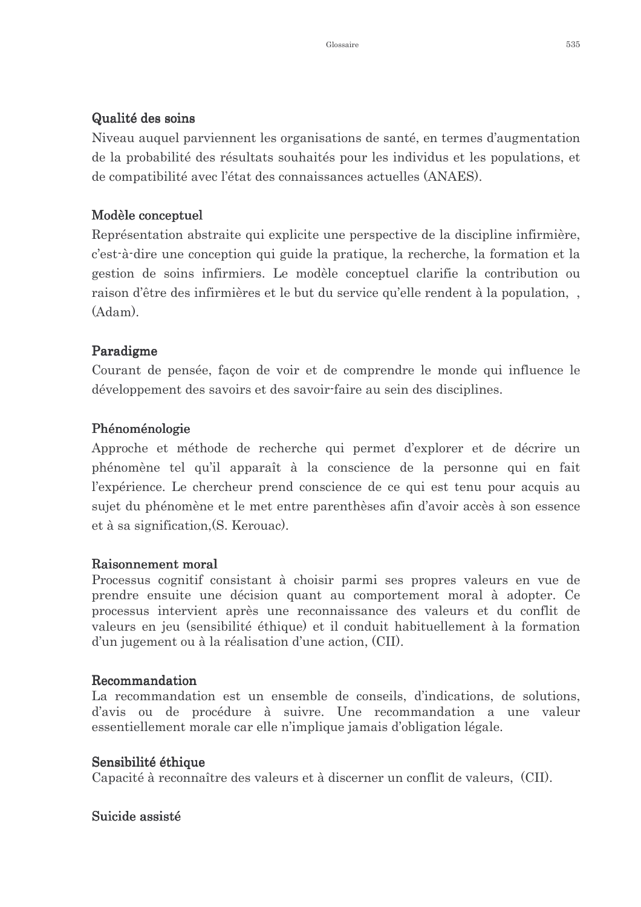**Qualité des soins**

Niveau auquel parviennent les organisations de santé, en termes d'augmentation de la probabilité des résultats souhaités pour les individus et les populations, et de compatibilité avec l'état des connaissances actuelles (ANAES).

**Modèle conceptuel**

Représentation abstraite qui explicite une perspective de la discipline infirmière, c'est-à-dire une conception qui guide la pratique, la recherche, la formation et la gestion de soins infirmiers. Le modèle conceptuel clarifie la contribution ou raison d'être des infirmières et le but du service qu'elle rendent à la population, , (Adam).

**Paradigme**

Courant de pensée, façon de voir et de comprendre le monde qui influence le développement des savoirs et des savoir-faire au sein des disciplines.

**Phénoménologie**

Approche et méthode de recherche qui permet d'explorer et de décrire un phénomène tel qu'il apparaît à la conscience de la personne qui en fait l'expérience. Le chercheur prend conscience de ce qui est tenu pour acquis au sujet du phénomène et le met entre parenthèses afin d'avoir accès à son essence et à sa signification,(S. Kerouac).

**Raisonnement moral**

Processus cognitif consistant à choisir parmi ses propres valeurs en vue de prendre ensuite une décision quant au comportement moral à adopter. Ce processus intervient après une reconnaissance des valeurs et du conflit de valeurs en jeu (sensibilité éthique) et il conduit habituellement à la formation d'un jugement ou à la réalisation d'une action, (CII).

**Recommandation**

La recommandation est un ensemble de conseils, d'indications, de solutions, d'avis ou de procédure à suivre. Une recommandation a une valeur essentiellement morale car elle n'implique jamais d'obligation légale.

**Sensibilité éthique**

Capacité à reconnaître des valeurs et à discerner un conflit de valeurs, (CII).

**Suicide assisté**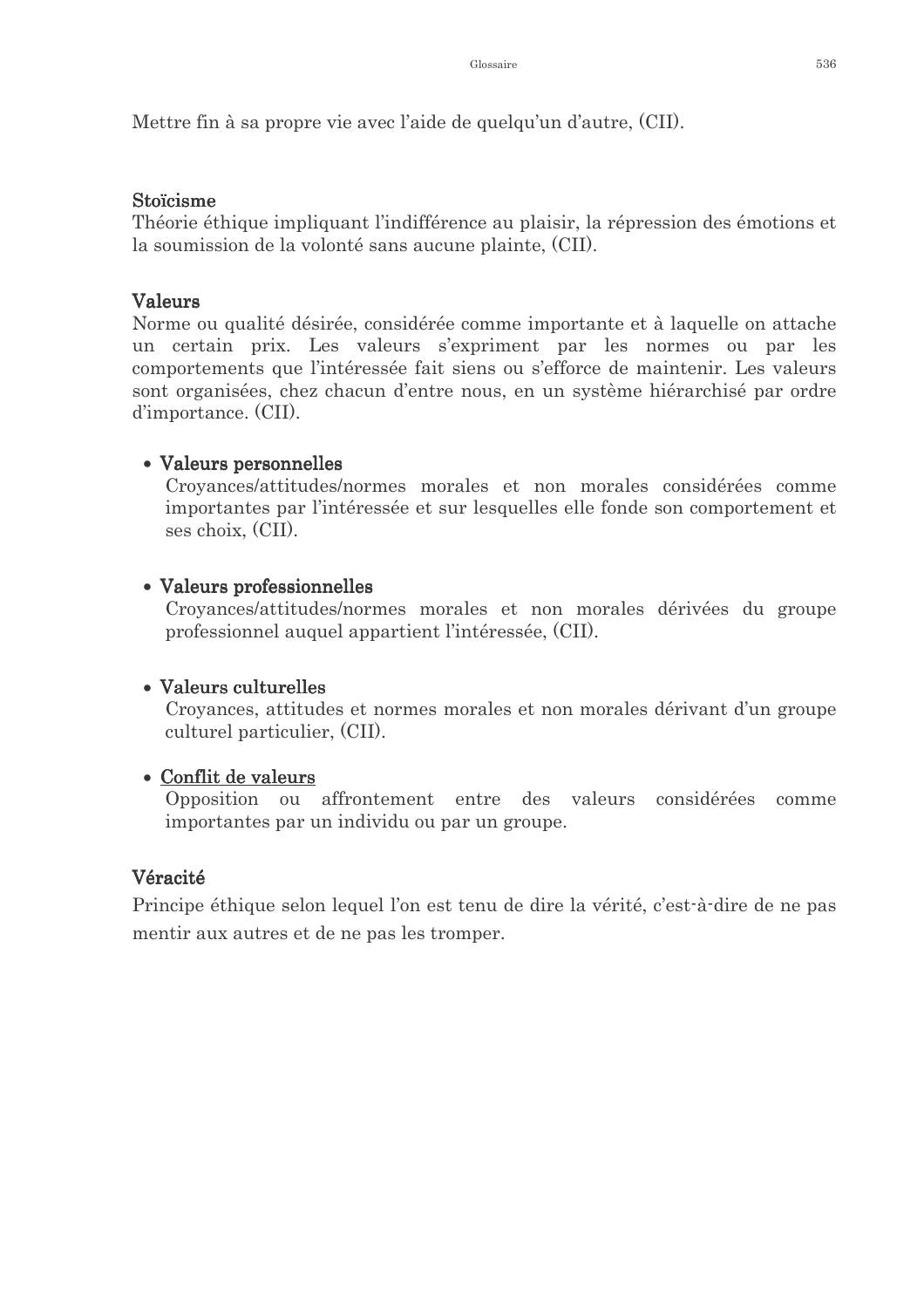Mettre fin à sa propre vie avec l'aide de quelqu'un d'autre, (CII).

**Stoïcisme**

Théorie éthique impliquant l'indifférence au plaisir, la répression des émotions et la soumission de la volonté sans aucune plainte, (CII).

**Valeurs**

Norme ou qualité désirée, considérée comme importante et à laquelle on attache un certain prix. Les valeurs s'expriment par les normes ou par les comportements que l'intéressée fait siens ou s'efforce de maintenir. Les valeurs sont organisées, chez chacun d'entre nous, en un système hiérarchisé par ordre d'importance. (CII).

- **Valeurs personnelles**
  Croyances/attitudes/normes morales et non morales considérées comme importantes par l'intéressée et sur lesquelles elle fonde son comportement et ses choix, (CII).

- **Valeurs professionnelles**
  Croyances/attitudes/normes morales et non morales dérivées du groupe professionnel auquel appartient l'intéressée, (CII).

- **Valeurs culturelles**
  Croyances, attitudes et normes morales et non morales dérivant d'un groupe culturel particulier, (CII).

- **Conflit de valeurs**
  Opposition ou affrontement entre des valeurs considérées comme importantes par un individu ou par un groupe.

**Véracité**

Principe éthique selon lequel l'on est tenu de dire la vérité, c'est-à-dire de ne pas mentir aux autres et de ne pas les tromper.